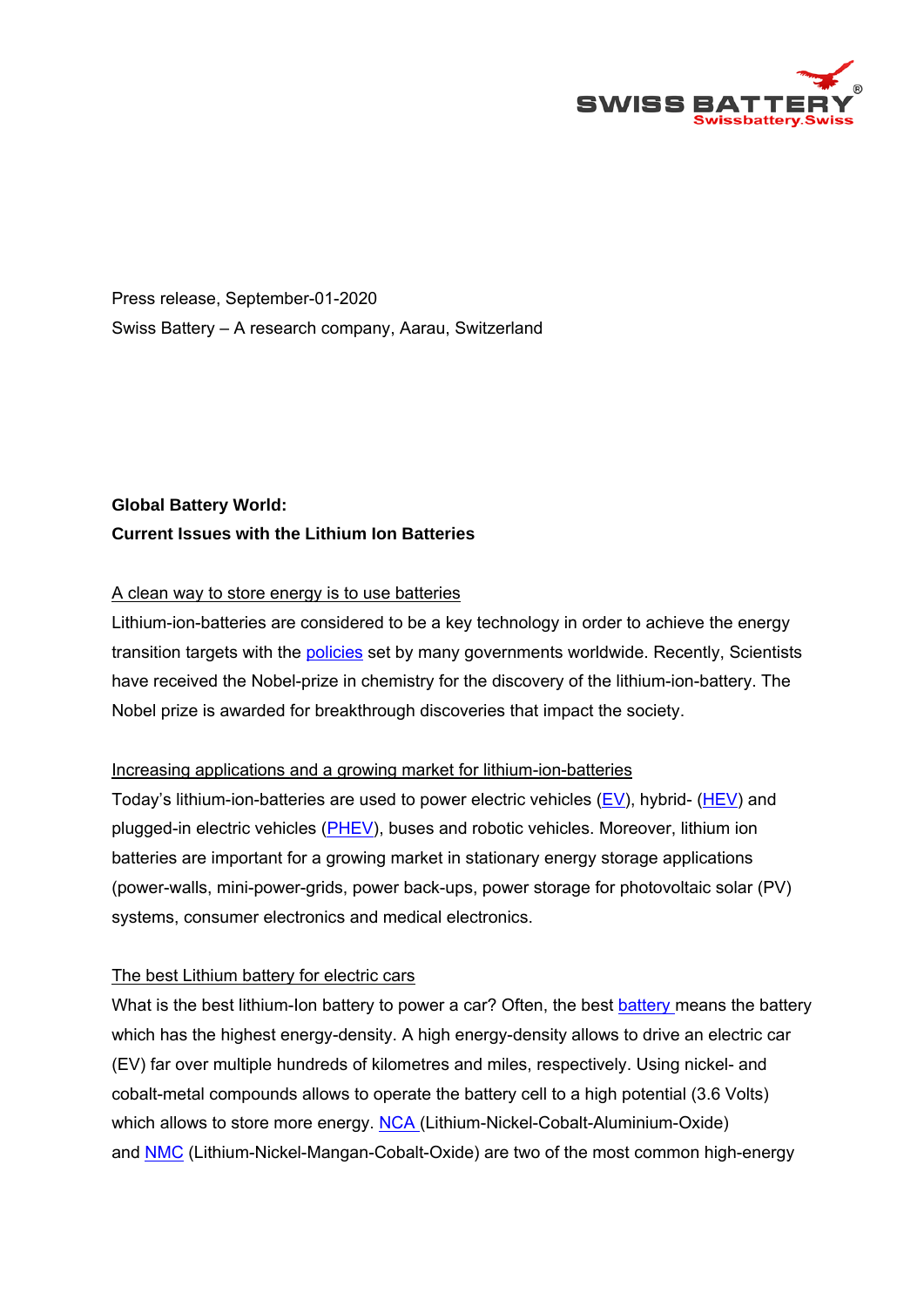Press release, September-01-2020

Swiss Battery – A research company, Aarau, Switzerland

**Global Battery World:**
**Current Issues with the Lithium Ion Batteries**

A clean way to store energy is to use batteries

Lithium-ion-batteries are considered to be a key technology in order to achieve the energy transition targets with the policies set by many governments worldwide. Recently, Scientists have received the Nobel-prize in chemistry for the discovery of the lithium-ion-battery. The Nobel prize is awarded for breakthrough discoveries that impact the society.

Increasing applications and a growing market for lithium-ion-batteries

Today's lithium-ion-batteries are used to power electric vehicles (EV), hybrid- (HEV) and plugged-in electric vehicles (PHEV), buses and robotic vehicles. Moreover, lithium ion batteries are important for a growing market in stationary energy storage applications (power-walls, mini-power-grids, power back-ups, power storage for photovoltaic solar (PV) systems, consumer electronics and medical electronics.

The best Lithium battery for electric cars

What is the best lithium-Ion battery to power a car? Often, the best battery means the battery which has the highest energy-density. A high energy-density allows to drive an electric car (EV) far over multiple hundreds of kilometres and miles, respectively. Using nickel- and cobalt-metal compounds allows to operate the battery cell to a high potential (3.6 Volts) which allows to store more energy. NCA (Lithium-Nickel-Cobalt-Aluminium-Oxide) and NMC (Lithium-Nickel-Mangan-Cobalt-Oxide) are two of the most common high-energy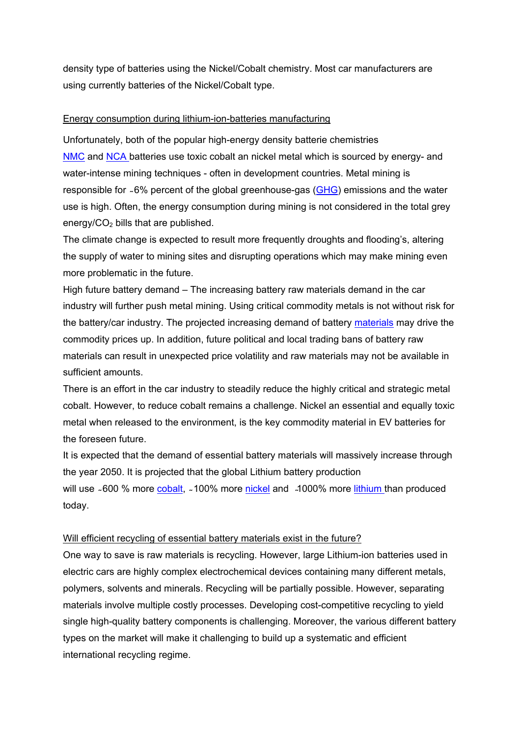density type of batteries using the Nickel/Cobalt chemistry. Most car manufacturers are using currently batteries of the Nickel/Cobalt type.

## Energy consumption during lithium-ion-batteries manufacturing

Unfortunately, both of the popular high-energy density batterie chemistries NMC and NCA batteries use toxic cobalt an nickel metal which is sourced by energy- and water-intense mining techniques - often in development countries. Metal mining is responsible for ~6% percent of the global greenhouse-gas (GHG) emissions and the water use is high. Often, the energy consumption during mining is not considered in the total grey energy/$CO_2$ bills that are published.

The climate change is expected to result more frequently droughts and flooding's, altering the supply of water to mining sites and disrupting operations which may make mining even more problematic in the future.

High future battery demand – The increasing battery raw materials demand in the car industry will further push metal mining. Using critical commodity metals is not without risk for the battery/car industry. The projected increasing demand of battery materials may drive the commodity prices up. In addition, future political and local trading bans of battery raw materials can result in unexpected price volatility and raw materials may not be available in sufficient amounts.

There is an effort in the car industry to steadily reduce the highly critical and strategic metal cobalt. However, to reduce cobalt remains a challenge. Nickel an essential and equally toxic metal when released to the environment, is the key commodity material in EV batteries for the foreseen future.

It is expected that the demand of essential battery materials will massively increase through the year 2050. It is projected that the global Lithium battery production will use ~600 % more cobalt, ~100% more nickel and ~1000% more lithium than produced today.

## Will efficient recycling of essential battery materials exist in the future?

One way to save is raw materials is recycling. However, large Lithium-ion batteries used in electric cars are highly complex electrochemical devices containing many different metals, polymers, solvents and minerals. Recycling will be partially possible. However, separating materials involve multiple costly processes. Developing cost-competitive recycling to yield single high-quality battery components is challenging. Moreover, the various different battery types on the market will make it challenging to build up a systematic and efficient international recycling regime.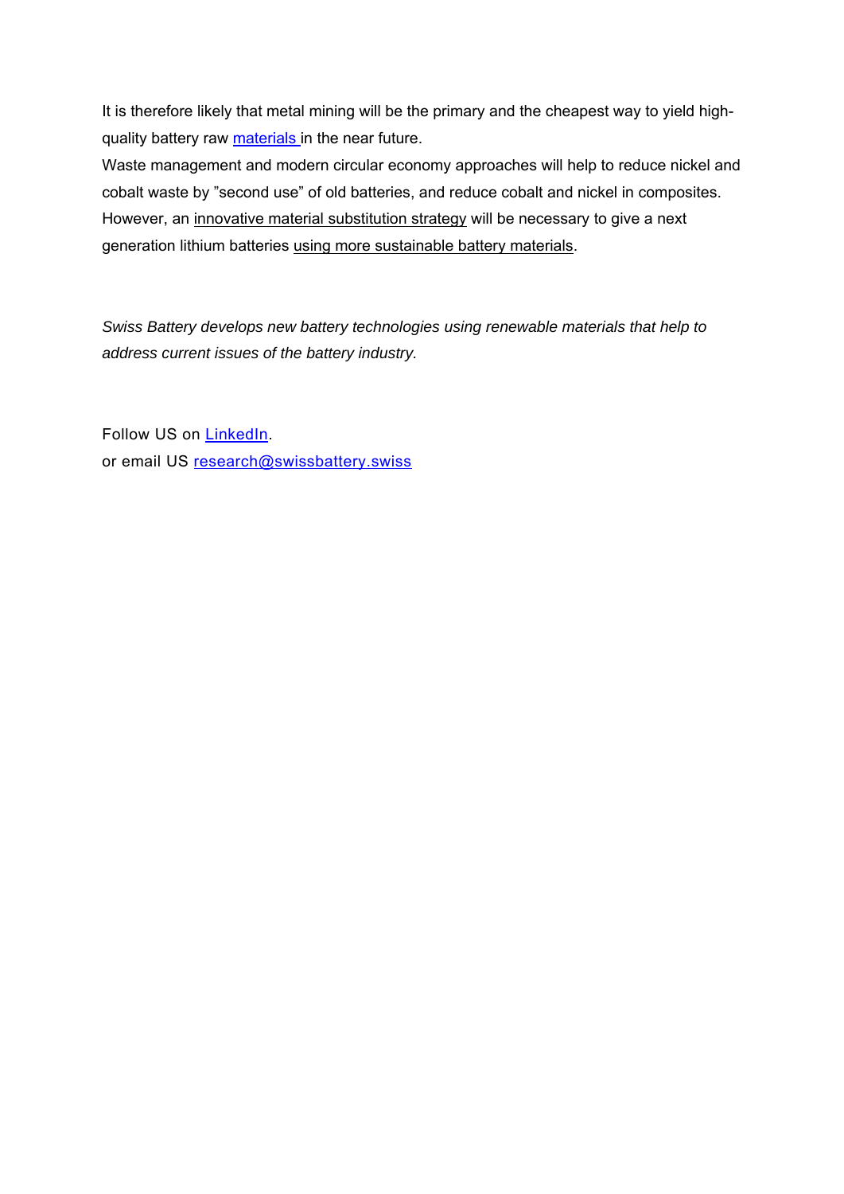It is therefore likely that metal mining will be the primary and the cheapest way to yield high-quality battery raw materials in the near future.

Waste management and modern circular economy approaches will help to reduce nickel and cobalt waste by "second use" of old batteries, and reduce cobalt and nickel in composites. However, an innovative material substitution strategy will be necessary to give a next generation lithium batteries using more sustainable battery materials.

*Swiss Battery develops new battery technologies using renewable materials that help to address current issues of the battery industry.*

Follow US on LinkedIn.
or email US research@swissbattery.swiss